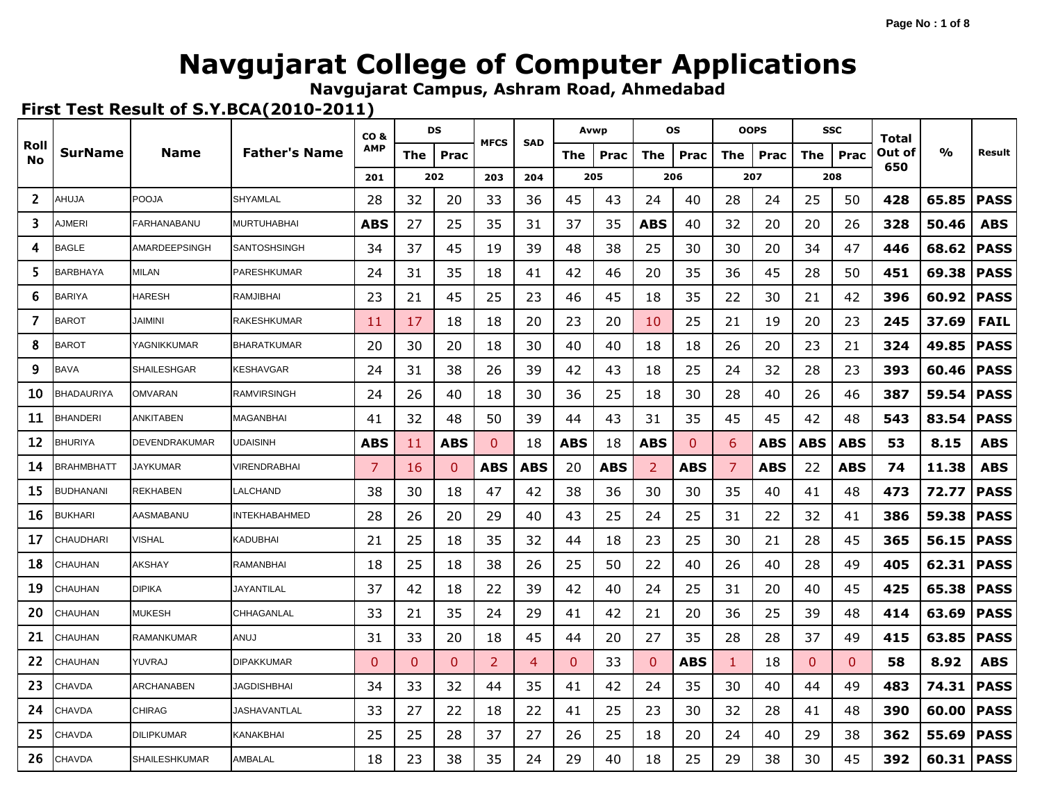# Navgujarat College of Computer Applications

**Navgujarat Campus, Ashram Road, Ahmedabad**

**First Test Result of S.Y.BCA(2010-2011)**

| Roll No | SurName | Name | Father's Name | CO & AMP | DS | | MFCS | SAD | Avwp | | OS | | OOPS | | SSC | | Total Out of 650 | % | Result |
|---|---|---|---|---|---|---|---|---|---|---|---|---|---|---|---|---|---|---|---|
| | | | | | The | Prac | | | The | Prac | The | Prac | The | Prac | The | Prac | | | |
| | | | | 201 | 202 | | 203 | 204 | 205 | | 206 | | 207 | | 208 | | | | |
| 2 | AHUJA | POOJA | SHYAMLAL | 28 | 32 | 20 | 33 | 36 | 45 | 43 | 24 | 40 | 28 | 24 | 25 | 50 | 428 | 65.85 | PASS |
| 3 | AJMERI | FARHANABANU | MURTUHABHAI | ABS | 27 | 25 | 35 | 31 | 37 | 35 | ABS | 40 | 32 | 20 | 20 | 26 | 328 | 50.46 | ABS |
| 4 | BAGLE | AMARDEEPSINGH | SANTOSHSINGH | 34 | 37 | 45 | 19 | 39 | 48 | 38 | 25 | 30 | 30 | 20 | 34 | 47 | 446 | 68.62 | PASS |
| 5 | BARBHAYA | MILAN | PARESHKUMAR | 24 | 31 | 35 | 18 | 41 | 42 | 46 | 20 | 35 | 36 | 45 | 28 | 50 | 451 | 69.38 | PASS |
| 6 | BARIYA | HARESH | RAMJIBHAI | 23 | 21 | 45 | 25 | 23 | 46 | 45 | 18 | 35 | 22 | 30 | 21 | 42 | 396 | 60.92 | PASS |
| 7 | BAROT | JAIMINI | RAKESHKUMAR | 11 | 17 | 18 | 18 | 20 | 23 | 20 | 10 | 25 | 21 | 19 | 20 | 23 | 245 | 37.69 | FAIL |
| 8 | BAROT | YAGNIKKUMAR | BHARATKUMAR | 20 | 30 | 20 | 18 | 30 | 40 | 40 | 18 | 18 | 26 | 20 | 23 | 21 | 324 | 49.85 | PASS |
| 9 | BAVA | SHAILESHGAR | KESHAVGAR | 24 | 31 | 38 | 26 | 39 | 42 | 43 | 18 | 25 | 24 | 32 | 28 | 23 | 393 | 60.46 | PASS |
| 10 | BHADAURIYA | OMVARAN | RAMVIRSINGH | 24 | 26 | 40 | 18 | 30 | 36 | 25 | 18 | 30 | 28 | 40 | 26 | 46 | 387 | 59.54 | PASS |
| 11 | BHANDERI | ANKITABEN | MAGANBHAI | 41 | 32 | 48 | 50 | 39 | 44 | 43 | 31 | 35 | 45 | 45 | 42 | 48 | 543 | 83.54 | PASS |
| 12 | BHURIYA | DEVENDRAKUMAR | UDAISINH | ABS | 11 | ABS | 0 | 18 | ABS | 18 | ABS | 0 | 6 | ABS | ABS | ABS | 53 | 8.15 | ABS |
| 14 | BRAHMBHATT | JAYKUMAR | VIRENDRABHAI | 7 | 16 | 0 | ABS | ABS | 20 | ABS | 2 | ABS | 7 | ABS | 22 | ABS | 74 | 11.38 | ABS |
| 15 | BUDHANANI | REKHABEN | LALCHAND | 38 | 30 | 18 | 47 | 42 | 38 | 36 | 30 | 30 | 35 | 40 | 41 | 48 | 473 | 72.77 | PASS |
| 16 | BUKHARI | AASMABANU | INTEKHABAHMED | 28 | 26 | 20 | 29 | 40 | 43 | 25 | 24 | 25 | 31 | 22 | 32 | 41 | 386 | 59.38 | PASS |
| 17 | CHAUDHARI | VISHAL | KADUBHAI | 21 | 25 | 18 | 35 | 32 | 44 | 18 | 23 | 25 | 30 | 21 | 28 | 45 | 365 | 56.15 | PASS |
| 18 | CHAUHAN | AKSHAY | RAMANBHAI | 18 | 25 | 18 | 38 | 26 | 25 | 50 | 22 | 40 | 26 | 40 | 28 | 49 | 405 | 62.31 | PASS |
| 19 | CHAUHAN | DIPIKA | JAYANTILAL | 37 | 42 | 18 | 22 | 39 | 42 | 40 | 24 | 25 | 31 | 20 | 40 | 45 | 425 | 65.38 | PASS |
| 20 | CHAUHAN | MUKESH | CHHAGANLAL | 33 | 21 | 35 | 24 | 29 | 41 | 42 | 21 | 20 | 36 | 25 | 39 | 48 | 414 | 63.69 | PASS |
| 21 | CHAUHAN | RAMANKUMAR | ANUJ | 31 | 33 | 20 | 18 | 45 | 44 | 20 | 27 | 35 | 28 | 28 | 37 | 49 | 415 | 63.85 | PASS |
| 22 | CHAUHAN | YUVRAJ | DIPAKKUMAR | 0 | 0 | 0 | 2 | 4 | 0 | 33 | 0 | ABS | 1 | 18 | 0 | 0 | 58 | 8.92 | ABS |
| 23 | CHAVDA | ARCHANABEN | JAGDISHBHAI | 34 | 33 | 32 | 44 | 35 | 41 | 42 | 24 | 35 | 30 | 40 | 44 | 49 | 483 | 74.31 | PASS |
| 24 | CHAVDA | CHIRAG | JASHAVANTLAL | 33 | 27 | 22 | 18 | 22 | 41 | 25 | 23 | 30 | 32 | 28 | 41 | 48 | 390 | 60.00 | PASS |
| 25 | CHAVDA | DILIPKUMAR | KANAKBHAI | 25 | 25 | 28 | 37 | 27 | 26 | 25 | 18 | 20 | 24 | 40 | 29 | 38 | 362 | 55.69 | PASS |
| 26 | CHAVDA | SHAILESHKUMAR | AMBALAL | 18 | 23 | 38 | 35 | 24 | 29 | 40 | 18 | 25 | 29 | 38 | 30 | 45 | 392 | 60.31 | PASS |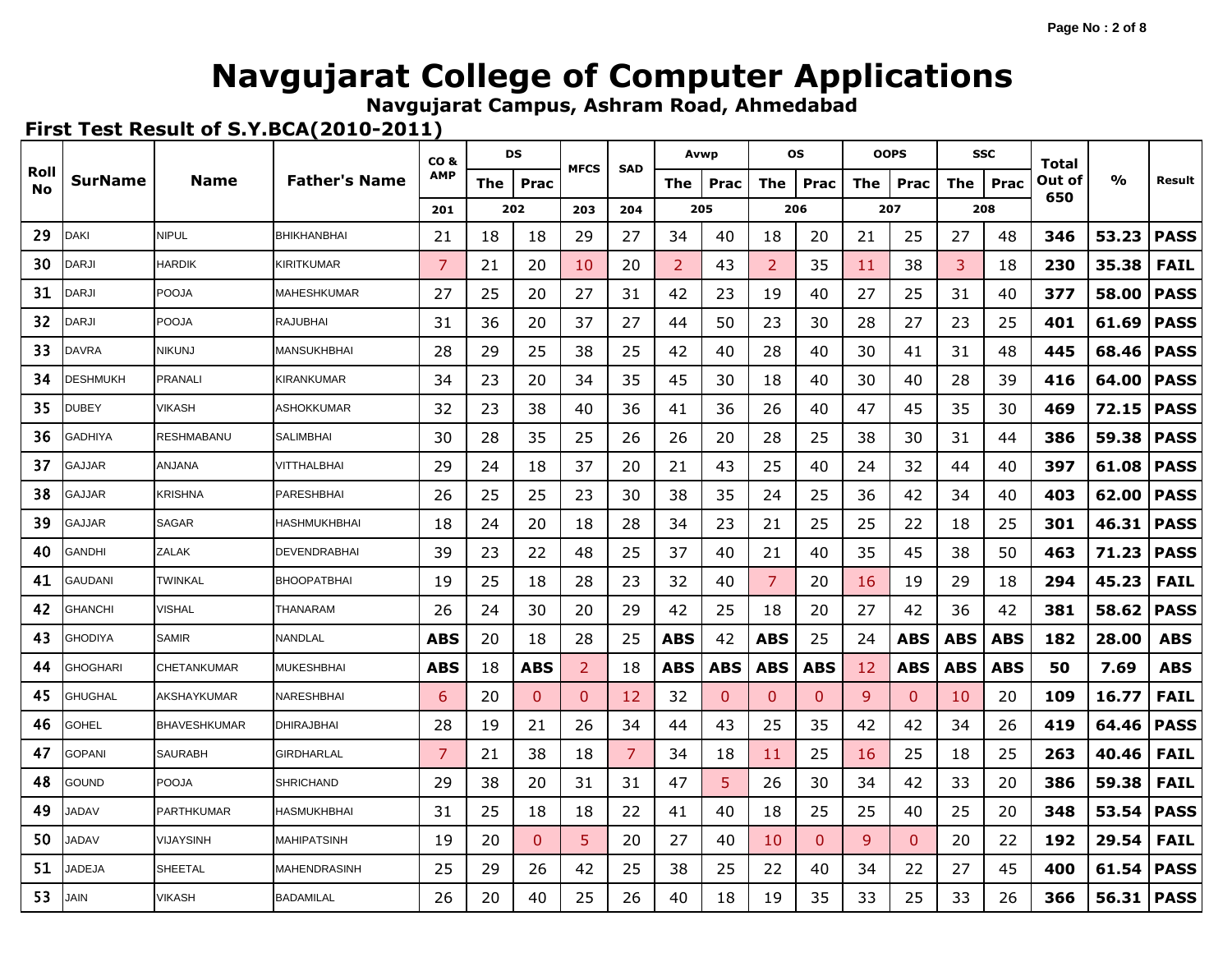# Navgujarat College of Computer Applications

**Navgujarat Campus, Ashram Road, Ahmedabad**

**First Test Result of S.Y.BCA(2010-2011)**

| Roll No | SurName | Name | Father's Name | CO & AMP | DS | | MFCS | SAD | Avwp | | OS | | OOPS | | SSC | | Total Out of 650 | % | Result |
|---|---|---|---|---|---|---|---|---|---|---|---|---|---|---|---|---|---|---|---|
| | | | | | The | Prac | | | The | Prac | The | Prac | The | Prac | The | Prac | | | |
| | | | | 201 | 202 | | 203 | 204 | 205 | | 206 | | 207 | | 208 | | | | |
| 29 | DAKI | NIPUL | BHIKHANBHAI | 21 | 18 | 18 | 29 | 27 | 34 | 40 | 18 | 20 | 21 | 25 | 27 | 48 | **346** | **53.23** | **PASS** |
| 30 | DARJI | HARDIK | KIRITKUMAR | 7 | 21 | 20 | 10 | 20 | 2 | 43 | 2 | 35 | 11 | 38 | 3 | 18 | **230** | **35.38** | **FAIL** |
| 31 | DARJI | POOJA | MAHESHKUMAR | 27 | 25 | 20 | 27 | 31 | 42 | 23 | 19 | 40 | 27 | 25 | 31 | 40 | **377** | **58.00** | **PASS** |
| 32 | DARJI | POOJA | RAJUBHAI | 31 | 36 | 20 | 37 | 27 | 44 | 50 | 23 | 30 | 28 | 27 | 23 | 25 | **401** | **61.69** | **PASS** |
| 33 | DAVRA | NIKUNJ | MANSUKHBHAI | 28 | 29 | 25 | 38 | 25 | 42 | 40 | 28 | 40 | 30 | 41 | 31 | 48 | **445** | **68.46** | **PASS** |
| 34 | DESHMUKH | PRANALI | KIRANKUMAR | 34 | 23 | 20 | 34 | 35 | 45 | 30 | 18 | 40 | 30 | 40 | 28 | 39 | **416** | **64.00** | **PASS** |
| 35 | DUBEY | VIKASH | ASHOKKUMAR | 32 | 23 | 38 | 40 | 36 | 41 | 36 | 26 | 40 | 47 | 45 | 35 | 30 | **469** | **72.15** | **PASS** |
| 36 | GADHIYA | RESHMABANU | SALIMBHAI | 30 | 28 | 35 | 25 | 26 | 26 | 20 | 28 | 25 | 38 | 30 | 31 | 44 | **386** | **59.38** | **PASS** |
| 37 | GAJJAR | ANJANA | VITTHALBHAI | 29 | 24 | 18 | 37 | 20 | 21 | 43 | 25 | 40 | 24 | 32 | 44 | 40 | **397** | **61.08** | **PASS** |
| 38 | GAJJAR | KRISHNA | PARESHBHAI | 26 | 25 | 25 | 23 | 30 | 38 | 35 | 24 | 25 | 36 | 42 | 34 | 40 | **403** | **62.00** | **PASS** |
| 39 | GAJJAR | SAGAR | HASHMUKHBHAI | 18 | 24 | 20 | 18 | 28 | 34 | 23 | 21 | 25 | 25 | 22 | 18 | 25 | **301** | **46.31** | **PASS** |
| 40 | GANDHI | ZALAK | DEVENDRABHAI | 39 | 23 | 22 | 48 | 25 | 37 | 40 | 21 | 40 | 35 | 45 | 38 | 50 | **463** | **71.23** | **PASS** |
| 41 | GAUDANI | TWINKAL | BHOOPATBHAI | 19 | 25 | 18 | 28 | 23 | 32 | 40 | 7 | 20 | 16 | 19 | 29 | 18 | **294** | **45.23** | **FAIL** |
| 42 | GHANCHI | VISHAL | THANARAM | 26 | 24 | 30 | 20 | 29 | 42 | 25 | 18 | 20 | 27 | 42 | 36 | 42 | **381** | **58.62** | **PASS** |
| 43 | GHODIYA | SAMIR | NANDLAL | **ABS** | 20 | 18 | 28 | 25 | **ABS** | 42 | **ABS** | 25 | 24 | **ABS** | **ABS** | **ABS** | **182** | **28.00** | **ABS** |
| 44 | GHOGHARI | CHETANKUMAR | MUKESHBHAI | **ABS** | 18 | **ABS** | 2 | 18 | **ABS** | **ABS** | **ABS** | **ABS** | 12 | **ABS** | **ABS** | **ABS** | **50** | **7.69** | **ABS** |
| 45 | GHUGHAL | AKSHAYKUMAR | NARESHBHAI | 6 | 20 | 0 | 0 | 12 | 32 | 0 | 0 | 0 | 9 | 0 | 10 | 20 | **109** | **16.77** | **FAIL** |
| 46 | GOHEL | BHAVESHKUMAR | DHIRAJBHAI | 28 | 19 | 21 | 26 | 34 | 44 | 43 | 25 | 35 | 42 | 42 | 34 | 26 | **419** | **64.46** | **PASS** |
| 47 | GOPANI | SAURABH | GIRDHARLAL | 7 | 21 | 38 | 18 | 7 | 34 | 18 | 11 | 25 | 16 | 25 | 18 | 25 | **263** | **40.46** | **FAIL** |
| 48 | GOUND | POOJA | SHRICHAND | 29 | 38 | 20 | 31 | 31 | 47 | 5 | 26 | 30 | 34 | 42 | 33 | 20 | **386** | **59.38** | **FAIL** |
| 49 | JADAV | PARTHKUMAR | HASMUKHBHAI | 31 | 25 | 18 | 18 | 22 | 41 | 40 | 18 | 25 | 25 | 40 | 25 | 20 | **348** | **53.54** | **PASS** |
| 50 | JADAV | VIJAYSINH | MAHIPATSINH | 19 | 20 | 0 | 5 | 20 | 27 | 40 | 10 | 0 | 9 | 0 | 20 | 22 | **192** | **29.54** | **FAIL** |
| 51 | JADEJA | SHEETAL | MAHENDRASINH | 25 | 29 | 26 | 42 | 25 | 38 | 25 | 22 | 40 | 34 | 22 | 27 | 45 | **400** | **61.54** | **PASS** |
| 53 | JAIN | VIKASH | BADAMILAL | 26 | 20 | 40 | 25 | 26 | 40 | 18 | 19 | 35 | 33 | 25 | 33 | 26 | **366** | **56.31** | **PASS** |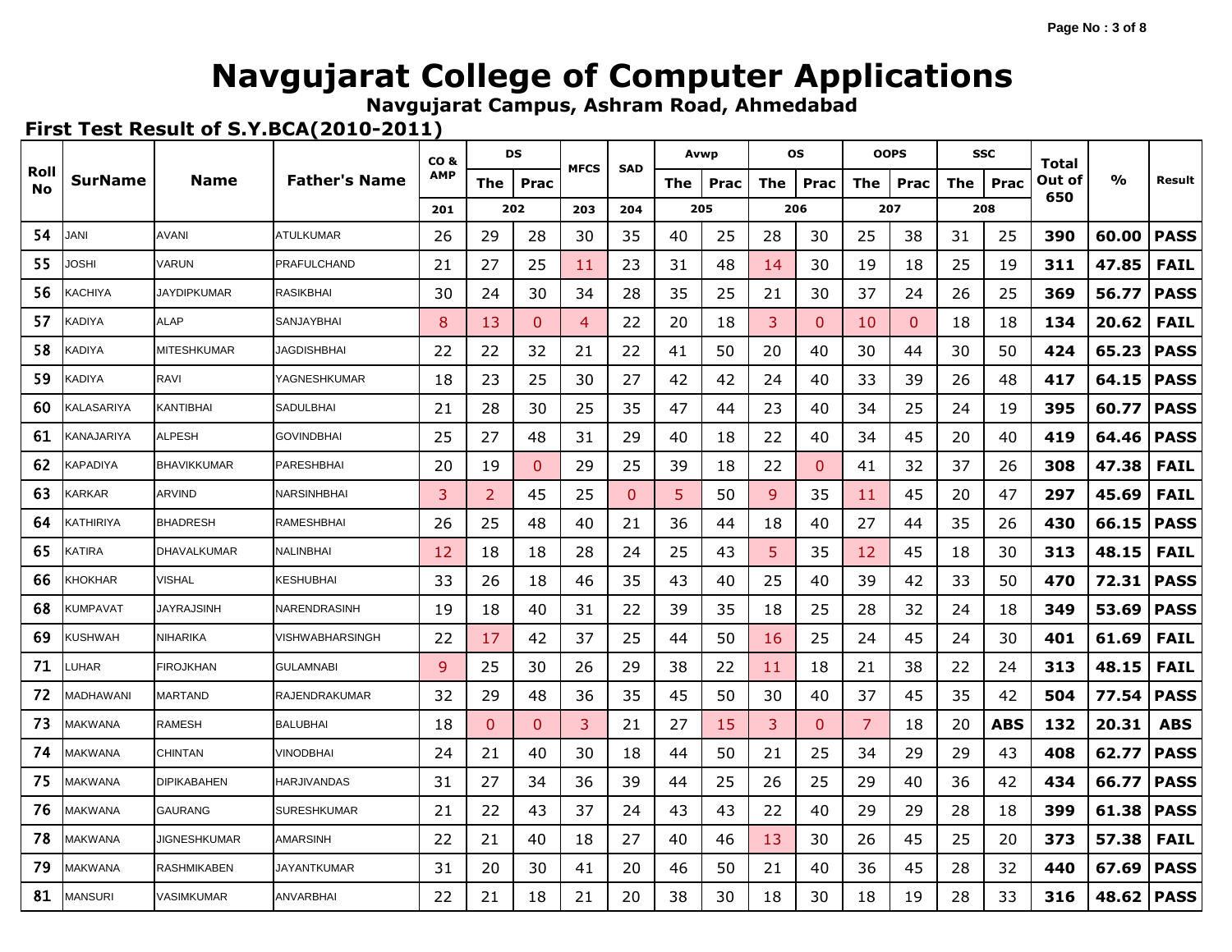# Navgujarat College of Computer Applications

## Navgujarat Campus, Ashram Road, Ahmedabad

### First Test Result of S.Y.BCA(2010-2011)

| Roll No | SurName | Name | Father's Name | CO & AMP | DS | | MFCS | SAD | Avwp | | OS | | OOPS | | SSC | | Total Out of 650 | % | Result |
|---|---|---|---|---|---|---|---|---|---|---|---|---|---|---|---|---|---|---|---|
| | | | | | The | Prac | | | The | Prac | The | Prac | The | Prac | The | Prac | | | |
| | | | | 201 | 202 | | 203 | 204 | 205 | | 206 | | 207 | | 208 | | | | |
| 54 | JANI | AVANI | ATULKUMAR | 26 | 29 | 28 | 30 | 35 | 40 | 25 | 28 | 30 | 25 | 38 | 31 | 25 | 390 | 60.00 | PASS |
| 55 | JOSHI | VARUN | PRAFULCHAND | 21 | 27 | 25 | 11 | 23 | 31 | 48 | 14 | 30 | 19 | 18 | 25 | 19 | 311 | 47.85 | FAIL |
| 56 | KACHIYA | JAYDIPKUMAR | RASIKBHAI | 30 | 24 | 30 | 34 | 28 | 35 | 25 | 21 | 30 | 37 | 24 | 26 | 25 | 369 | 56.77 | PASS |
| 57 | KADIYA | ALAP | SANJAYBHAI | 8 | 13 | 0 | 4 | 22 | 20 | 18 | 3 | 0 | 10 | 0 | 18 | 18 | 134 | 20.62 | FAIL |
| 58 | KADIYA | MITESHKUMAR | JAGDISHBHAI | 22 | 22 | 32 | 21 | 22 | 41 | 50 | 20 | 40 | 30 | 44 | 30 | 50 | 424 | 65.23 | PASS |
| 59 | KADIYA | RAVI | YAGNESHKUMAR | 18 | 23 | 25 | 30 | 27 | 42 | 42 | 24 | 40 | 33 | 39 | 26 | 48 | 417 | 64.15 | PASS |
| 60 | KALASARIYA | KANTIBHAI | SADULBHAI | 21 | 28 | 30 | 25 | 35 | 47 | 44 | 23 | 40 | 34 | 25 | 24 | 19 | 395 | 60.77 | PASS |
| 61 | KANAJARIYA | ALPESH | GOVINDBHAI | 25 | 27 | 48 | 31 | 29 | 40 | 18 | 22 | 40 | 34 | 45 | 20 | 40 | 419 | 64.46 | PASS |
| 62 | KAPADIYA | BHAVIKKUMAR | PARESHBHAI | 20 | 19 | 0 | 29 | 25 | 39 | 18 | 22 | 0 | 41 | 32 | 37 | 26 | 308 | 47.38 | FAIL |
| 63 | KARKAR | ARVIND | NARSINHBHAI | 3 | 2 | 45 | 25 | 0 | 5 | 50 | 9 | 35 | 11 | 45 | 20 | 47 | 297 | 45.69 | FAIL |
| 64 | KATHIRIYA | BHADRESH | RAMESHBHAI | 26 | 25 | 48 | 40 | 21 | 36 | 44 | 18 | 40 | 27 | 44 | 35 | 26 | 430 | 66.15 | PASS |
| 65 | KATIRA | DHAVALKUMAR | NALINBHAI | 12 | 18 | 18 | 28 | 24 | 25 | 43 | 5 | 35 | 12 | 45 | 18 | 30 | 313 | 48.15 | FAIL |
| 66 | KHOKHAR | VISHAL | KESHUBHAI | 33 | 26 | 18 | 46 | 35 | 43 | 40 | 25 | 40 | 39 | 42 | 33 | 50 | 470 | 72.31 | PASS |
| 68 | KUMPAVAT | JAYRAJSINH | NARENDRASINH | 19 | 18 | 40 | 31 | 22 | 39 | 35 | 18 | 25 | 28 | 32 | 24 | 18 | 349 | 53.69 | PASS |
| 69 | KUSHWAH | NIHARIKA | VISHWABHARSINGH | 22 | 17 | 42 | 37 | 25 | 44 | 50 | 16 | 25 | 24 | 45 | 24 | 30 | 401 | 61.69 | FAIL |
| 71 | LUHAR | FIROJKHAN | GULAMNABI | 9 | 25 | 30 | 26 | 29 | 38 | 22 | 11 | 18 | 21 | 38 | 22 | 24 | 313 | 48.15 | FAIL |
| 72 | MADHAWANI | MARTAND | RAJENDRAKUMAR | 32 | 29 | 48 | 36 | 35 | 45 | 50 | 30 | 40 | 37 | 45 | 35 | 42 | 504 | 77.54 | PASS |
| 73 | MAKWANA | RAMESH | BALUBHAI | 18 | 0 | 0 | 3 | 21 | 27 | 15 | 3 | 0 | 7 | 18 | 20 | ABS | 132 | 20.31 | ABS |
| 74 | MAKWANA | CHINTAN | VINODBHAI | 24 | 21 | 40 | 30 | 18 | 44 | 50 | 21 | 25 | 34 | 29 | 29 | 43 | 408 | 62.77 | PASS |
| 75 | MAKWANA | DIPIKABAHEN | HARJIVANDAS | 31 | 27 | 34 | 36 | 39 | 44 | 25 | 26 | 25 | 29 | 40 | 36 | 42 | 434 | 66.77 | PASS |
| 76 | MAKWANA | GAURANG | SURESHKUMAR | 21 | 22 | 43 | 37 | 24 | 43 | 43 | 22 | 40 | 29 | 29 | 28 | 18 | 399 | 61.38 | PASS |
| 78 | MAKWANA | JIGNESHKUMAR | AMARSINH | 22 | 21 | 40 | 18 | 27 | 40 | 46 | 13 | 30 | 26 | 45 | 25 | 20 | 373 | 57.38 | FAIL |
| 79 | MAKWANA | RASHMIKABEN | JAYANTKUMAR | 31 | 20 | 30 | 41 | 20 | 46 | 50 | 21 | 40 | 36 | 45 | 28 | 32 | 440 | 67.69 | PASS |
| 81 | MANSURI | VASIMKUMAR | ANVARBHAI | 22 | 21 | 18 | 21 | 20 | 38 | 30 | 18 | 30 | 18 | 19 | 28 | 33 | 316 | 48.62 | PASS |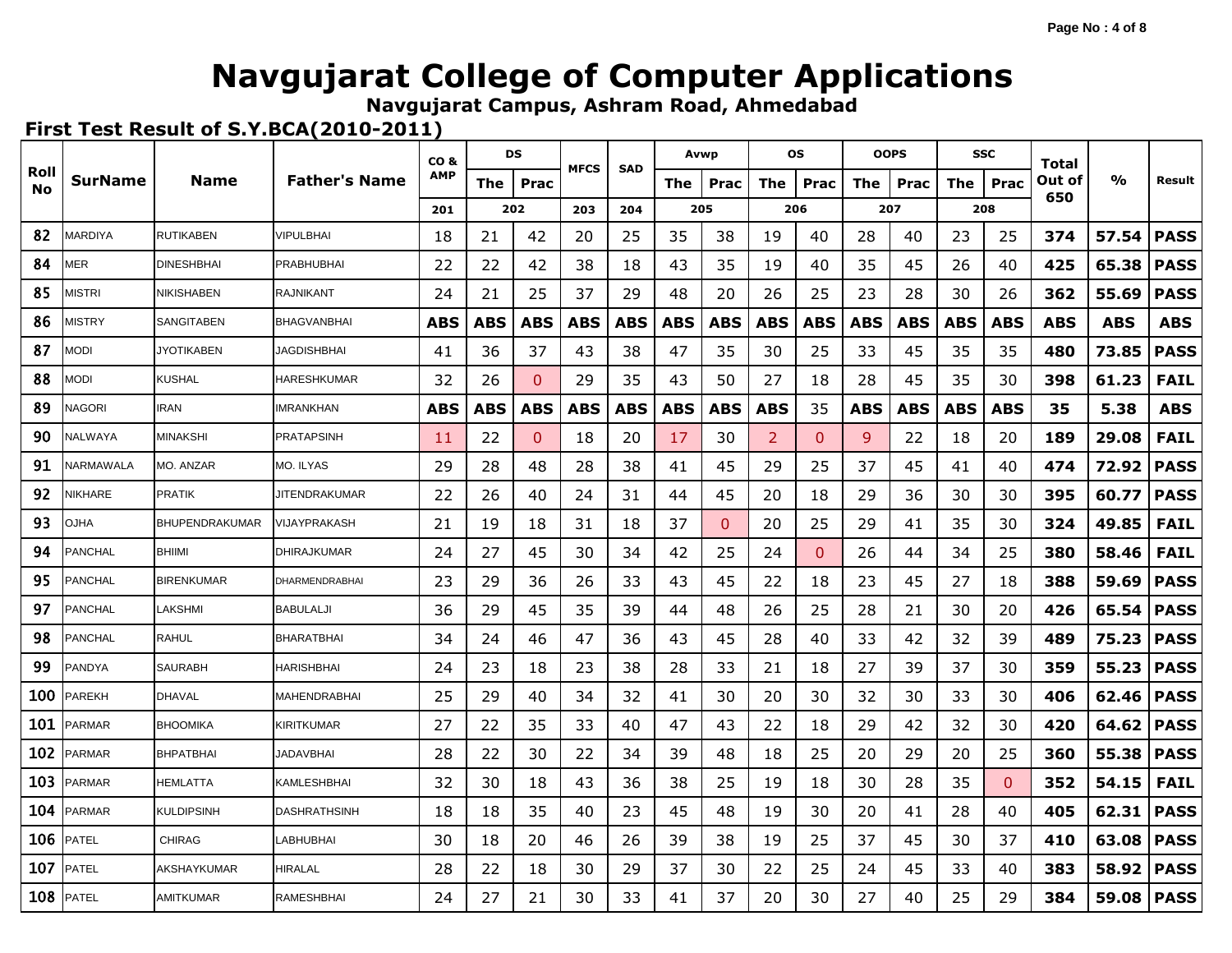# Navgujarat College of Computer Applications

**Navgujarat Campus, Ashram Road, Ahmedabad**

**First Test Result of S.Y.BCA(2010-2011)**

| Roll No | SurName | Name | Father's Name | CO & AMP | DS | | MFCS | SAD | Avwp | | OS | | OOPS | | SSC | | Total Out of 650 | % | Result |
|---|---|---|---|---|---|---|---|---|---|---|---|---|---|---|---|---|---|---|---|
| | | | | | The | Prac | | | The | Prac | The | Prac | The | Prac | The | Prac | | | |
| | | | | 201 | 202 | | 203 | 204 | 205 | | 206 | | 207 | | 208 | | | | |
| 82 | MARDIYA | RUTIKABEN | VIPULBHAI | 18 | 21 | 42 | 20 | 25 | 35 | 38 | 19 | 40 | 28 | 40 | 23 | 25 | 374 | 57.54 | PASS |
| 84 | MER | DINESHBHAI | PRABHUBHAI | 22 | 22 | 42 | 38 | 18 | 43 | 35 | 19 | 40 | 35 | 45 | 26 | 40 | 425 | 65.38 | PASS |
| 85 | MISTRI | NIKISHABEN | RAJNIKANT | 24 | 21 | 25 | 37 | 29 | 48 | 20 | 26 | 25 | 23 | 28 | 30 | 26 | 362 | 55.69 | PASS |
| 86 | MISTRY | SANGITABEN | BHAGVANBHAI | ABS | ABS | ABS | ABS | ABS | ABS | ABS | ABS | ABS | ABS | ABS | ABS | ABS | ABS | ABS | ABS |
| 87 | MODI | JYOTIKABEN | JAGDISHBHAI | 41 | 36 | 37 | 43 | 38 | 47 | 35 | 30 | 25 | 33 | 45 | 35 | 35 | 480 | 73.85 | PASS |
| 88 | MODI | KUSHAL | HARESHKUMAR | 32 | 26 | 0 | 29 | 35 | 43 | 50 | 27 | 18 | 28 | 45 | 35 | 30 | 398 | 61.23 | FAIL |
| 89 | NAGORI | IRAN | IMRANKHAN | ABS | ABS | ABS | ABS | ABS | ABS | ABS | ABS | 35 | ABS | ABS | ABS | ABS | 35 | 5.38 | ABS |
| 90 | NALWAYA | MINAKSHI | PRATAPSINH | 11 | 22 | 0 | 18 | 20 | 17 | 30 | 2 | 0 | 9 | 22 | 18 | 20 | 189 | 29.08 | FAIL |
| 91 | NARMAWALA | MO. ANZAR | MO. ILYAS | 29 | 28 | 48 | 28 | 38 | 41 | 45 | 29 | 25 | 37 | 45 | 41 | 40 | 474 | 72.92 | PASS |
| 92 | NIKHARE | PRATIK | JITENDRAKUMAR | 22 | 26 | 40 | 24 | 31 | 44 | 45 | 20 | 18 | 29 | 36 | 30 | 30 | 395 | 60.77 | PASS |
| 93 | OJHA | BHUPENDRAKUMAR | VIJAYPRAKASH | 21 | 19 | 18 | 31 | 18 | 37 | 0 | 20 | 25 | 29 | 41 | 35 | 30 | 324 | 49.85 | FAIL |
| 94 | PANCHAL | BHIIMI | DHIRAJKUMAR | 24 | 27 | 45 | 30 | 34 | 42 | 25 | 24 | 0 | 26 | 44 | 34 | 25 | 380 | 58.46 | FAIL |
| 95 | PANCHAL | BIRENKUMAR | DHARMENDRABHAI | 23 | 29 | 36 | 26 | 33 | 43 | 45 | 22 | 18 | 23 | 45 | 27 | 18 | 388 | 59.69 | PASS |
| 97 | PANCHAL | LAKSHMI | BABULALJI | 36 | 29 | 45 | 35 | 39 | 44 | 48 | 26 | 25 | 28 | 21 | 30 | 20 | 426 | 65.54 | PASS |
| 98 | PANCHAL | RAHUL | BHARATBHAI | 34 | 24 | 46 | 47 | 36 | 43 | 45 | 28 | 40 | 33 | 42 | 32 | 39 | 489 | 75.23 | PASS |
| 99 | PANDYA | SAURABH | HARISHBHAI | 24 | 23 | 18 | 23 | 38 | 28 | 33 | 21 | 18 | 27 | 39 | 37 | 30 | 359 | 55.23 | PASS |
| 100 | PAREKH | DHAVAL | MAHENDRABHAI | 25 | 29 | 40 | 34 | 32 | 41 | 30 | 20 | 30 | 32 | 30 | 33 | 30 | 406 | 62.46 | PASS |
| 101 | PARMAR | BHOOMIKA | KIRITKUMAR | 27 | 22 | 35 | 33 | 40 | 47 | 43 | 22 | 18 | 29 | 42 | 32 | 30 | 420 | 64.62 | PASS |
| 102 | PARMAR | BHPATBHAI | JADAVBHAI | 28 | 22 | 30 | 22 | 34 | 39 | 48 | 18 | 25 | 20 | 29 | 20 | 25 | 360 | 55.38 | PASS |
| 103 | PARMAR | HEMLATTA | KAMLESHBHAI | 32 | 30 | 18 | 43 | 36 | 38 | 25 | 19 | 18 | 30 | 28 | 35 | 0 | 352 | 54.15 | FAIL |
| 104 | PARMAR | KULDIPSINH | DASHRATHSINH | 18 | 18 | 35 | 40 | 23 | 45 | 48 | 19 | 30 | 20 | 41 | 28 | 40 | 405 | 62.31 | PASS |
| 106 | PATEL | CHIRAG | LABHUBHAI | 30 | 18 | 20 | 46 | 26 | 39 | 38 | 19 | 25 | 37 | 45 | 30 | 37 | 410 | 63.08 | PASS |
| 107 | PATEL | AKSHAYKUMAR | HIRALAL | 28 | 22 | 18 | 30 | 29 | 37 | 30 | 22 | 25 | 24 | 45 | 33 | 40 | 383 | 58.92 | PASS |
| 108 | PATEL | AMITKUMAR | RAMESHBHAI | 24 | 27 | 21 | 30 | 33 | 41 | 37 | 20 | 30 | 27 | 40 | 25 | 29 | 384 | 59.08 | PASS |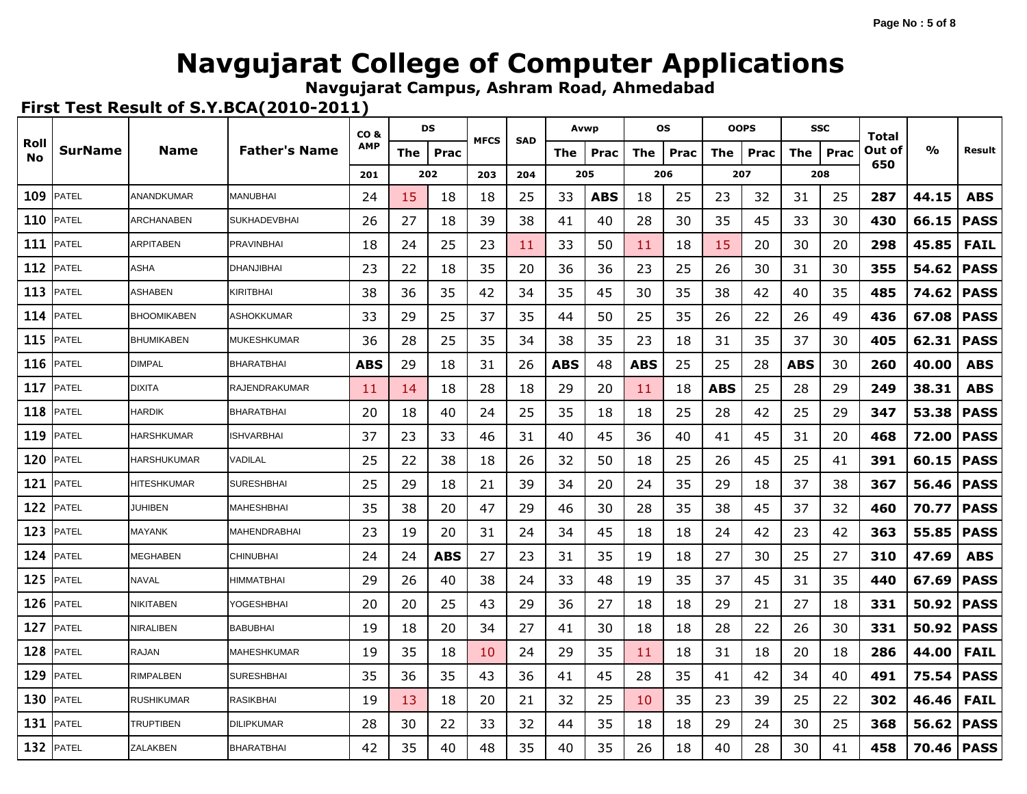# Navgujarat College of Computer Applications

**Navgujarat Campus, Ashram Road, Ahmedabad**

**First Test Result of S.Y.BCA(2010-2011)**

| Roll No | SurName | Name | Father's Name | CO & AMP | DS | | MFCS | SAD | Avwp | | OS | | OOPS | | SSC | | Total Out of 650 | % | Result |
|---|---|---|---|---|---|---|---|---|---|---|---|---|---|---|---|---|---|---|---|
| | | | | | The | Prac | | | The | Prac | The | Prac | The | Prac | The | Prac | | | |
| | | | | 201 | 202 | | 203 | 204 | 205 | | 206 | | 207 | | 208 | | | | |
| 109 | PATEL | ANANDKUMAR | MANUBHAI | 24 | 15 | 18 | 18 | 25 | 33 | ABS | 18 | 25 | 23 | 32 | 31 | 25 | 287 | 44.15 | ABS |
| 110 | PATEL | ARCHANABEN | SUKHADEVBHAI | 26 | 27 | 18 | 39 | 38 | 41 | 40 | 28 | 30 | 35 | 45 | 33 | 30 | 430 | 66.15 | PASS |
| 111 | PATEL | ARPITABEN | PRAVINBHAI | 18 | 24 | 25 | 23 | 11 | 33 | 50 | 11 | 18 | 15 | 20 | 30 | 20 | 298 | 45.85 | FAIL |
| 112 | PATEL | ASHA | DHANJIBHAI | 23 | 22 | 18 | 35 | 20 | 36 | 36 | 23 | 25 | 26 | 30 | 31 | 30 | 355 | 54.62 | PASS |
| 113 | PATEL | ASHABEN | KIRITBHAI | 38 | 36 | 35 | 42 | 34 | 35 | 45 | 30 | 35 | 38 | 42 | 40 | 35 | 485 | 74.62 | PASS |
| 114 | PATEL | BHOOMIKABEN | ASHOKKUMAR | 33 | 29 | 25 | 37 | 35 | 44 | 50 | 25 | 35 | 26 | 22 | 26 | 49 | 436 | 67.08 | PASS |
| 115 | PATEL | BHUMIKABEN | MUKESHKUMAR | 36 | 28 | 25 | 35 | 34 | 38 | 35 | 23 | 18 | 31 | 35 | 37 | 30 | 405 | 62.31 | PASS |
| 116 | PATEL | DIMPAL | BHARATBHAI | ABS | 29 | 18 | 31 | 26 | ABS | 48 | ABS | 25 | 25 | 28 | ABS | 30 | 260 | 40.00 | ABS |
| 117 | PATEL | DIXITA | RAJENDRAKUMAR | 11 | 14 | 18 | 28 | 18 | 29 | 20 | 11 | 18 | ABS | 25 | 28 | 29 | 249 | 38.31 | ABS |
| 118 | PATEL | HARDIK | BHARATBHAI | 20 | 18 | 40 | 24 | 25 | 35 | 18 | 18 | 25 | 28 | 42 | 25 | 29 | 347 | 53.38 | PASS |
| 119 | PATEL | HARSHKUMAR | ISHVARBHAI | 37 | 23 | 33 | 46 | 31 | 40 | 45 | 36 | 40 | 41 | 45 | 31 | 20 | 468 | 72.00 | PASS |
| 120 | PATEL | HARSHUKUMAR | VADILAL | 25 | 22 | 38 | 18 | 26 | 32 | 50 | 18 | 25 | 26 | 45 | 25 | 41 | 391 | 60.15 | PASS |
| 121 | PATEL | HITESHKUMAR | SURESHBHAI | 25 | 29 | 18 | 21 | 39 | 34 | 20 | 24 | 35 | 29 | 18 | 37 | 38 | 367 | 56.46 | PASS |
| 122 | PATEL | JUHIBEN | MAHESHBHAI | 35 | 38 | 20 | 47 | 29 | 46 | 30 | 28 | 35 | 38 | 45 | 37 | 32 | 460 | 70.77 | PASS |
| 123 | PATEL | MAYANK | MAHENDRABHAI | 23 | 19 | 20 | 31 | 24 | 34 | 45 | 18 | 18 | 24 | 42 | 23 | 42 | 363 | 55.85 | PASS |
| 124 | PATEL | MEGHABEN | CHINUBHAI | 24 | 24 | ABS | 27 | 23 | 31 | 35 | 19 | 18 | 27 | 30 | 25 | 27 | 310 | 47.69 | ABS |
| 125 | PATEL | NAVAL | HIMMATBHAI | 29 | 26 | 40 | 38 | 24 | 33 | 48 | 19 | 35 | 37 | 45 | 31 | 35 | 440 | 67.69 | PASS |
| 126 | PATEL | NIKITABEN | YOGESHBHAI | 20 | 20 | 25 | 43 | 29 | 36 | 27 | 18 | 18 | 29 | 21 | 27 | 18 | 331 | 50.92 | PASS |
| 127 | PATEL | NIRALIBEN | BABUBHAI | 19 | 18 | 20 | 34 | 27 | 41 | 30 | 18 | 18 | 28 | 22 | 26 | 30 | 331 | 50.92 | PASS |
| 128 | PATEL | RAJAN | MAHESHKUMAR | 19 | 35 | 18 | 10 | 24 | 29 | 35 | 11 | 18 | 31 | 18 | 20 | 18 | 286 | 44.00 | FAIL |
| 129 | PATEL | RIMPALBEN | SURESHBHAI | 35 | 36 | 35 | 43 | 36 | 41 | 45 | 28 | 35 | 41 | 42 | 34 | 40 | 491 | 75.54 | PASS |
| 130 | PATEL | RUSHIKUMAR | RASIKBHAI | 19 | 13 | 18 | 20 | 21 | 32 | 25 | 10 | 35 | 23 | 39 | 25 | 22 | 302 | 46.46 | FAIL |
| 131 | PATEL | TRUPTIBEN | DILIPKUMAR | 28 | 30 | 22 | 33 | 32 | 44 | 35 | 18 | 18 | 29 | 24 | 30 | 25 | 368 | 56.62 | PASS |
| 132 | PATEL | ZALAKBEN | BHARATBHAI | 42 | 35 | 40 | 48 | 35 | 40 | 35 | 26 | 18 | 40 | 28 | 30 | 41 | 458 | 70.46 | PASS |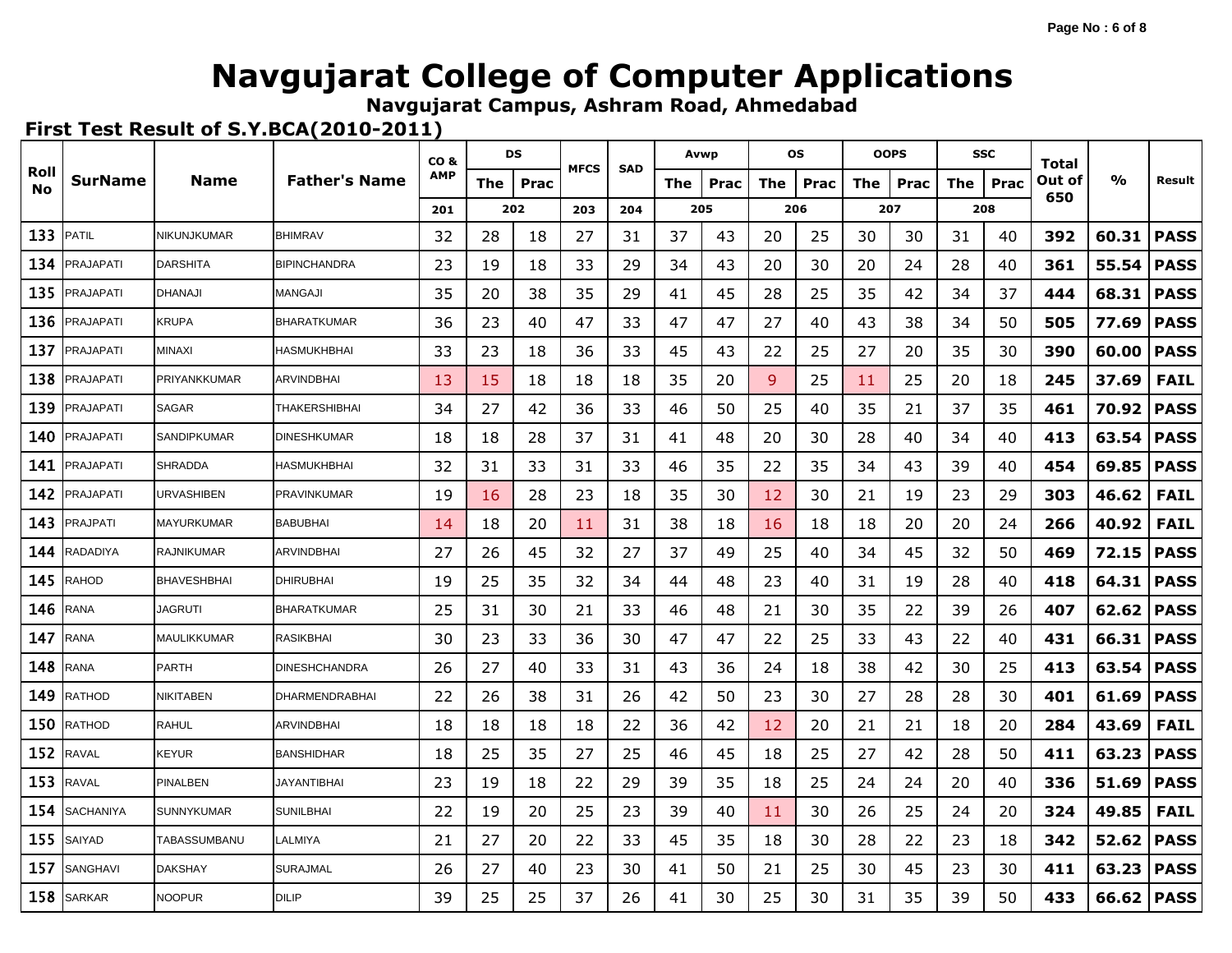# Navgujarat College of Computer Applications

**Navgujarat Campus, Ashram Road, Ahmedabad**

**First Test Result of S.Y.BCA(2010-2011)**

| Roll No | SurName | Name | Father's Name | CO & AMP | DS | | MFCS | SAD | Avwp | | OS | | OOPS | | SSC | | Total Out of 650 | % | Result |
|---|---|---|---|---|---|---|---|---|---|---|---|---|---|---|---|---|---|---|---|
| | | | | | The | Prac | | | The | Prac | The | Prac | The | Prac | The | Prac | | | |
| | | | | 201 | 202 | | 203 | 204 | 205 | | 206 | | 207 | | 208 | | | | |
| 133 | PATIL | NIKUNJKUMAR | BHIMRAV | 32 | 28 | 18 | 27 | 31 | 37 | 43 | 20 | 25 | 30 | 30 | 31 | 40 | 392 | 60.31 | PASS |
| 134 | PRAJAPATI | DARSHITA | BIPINCHANDRA | 23 | 19 | 18 | 33 | 29 | 34 | 43 | 20 | 30 | 20 | 24 | 28 | 40 | 361 | 55.54 | PASS |
| 135 | PRAJAPATI | DHANAJI | MANGAJI | 35 | 20 | 38 | 35 | 29 | 41 | 45 | 28 | 25 | 35 | 42 | 34 | 37 | 444 | 68.31 | PASS |
| 136 | PRAJAPATI | KRUPA | BHARATKUMAR | 36 | 23 | 40 | 47 | 33 | 47 | 47 | 27 | 40 | 43 | 38 | 34 | 50 | 505 | 77.69 | PASS |
| 137 | PRAJAPATI | MINAXI | HASMUKHBHAI | 33 | 23 | 18 | 36 | 33 | 45 | 43 | 22 | 25 | 27 | 20 | 35 | 30 | 390 | 60.00 | PASS |
| 138 | PRAJAPATI | PRIYANKKUMAR | ARVINDBHAI | 13 | 15 | 18 | 18 | 18 | 35 | 20 | 9 | 25 | 11 | 25 | 20 | 18 | 245 | 37.69 | FAIL |
| 139 | PRAJAPATI | SAGAR | THAKERSHIBHAI | 34 | 27 | 42 | 36 | 33 | 46 | 50 | 25 | 40 | 35 | 21 | 37 | 35 | 461 | 70.92 | PASS |
| 140 | PRAJAPATI | SANDIPKUMAR | DINESHKUMAR | 18 | 18 | 28 | 37 | 31 | 41 | 48 | 20 | 30 | 28 | 40 | 34 | 40 | 413 | 63.54 | PASS |
| 141 | PRAJAPATI | SHRADDA | HASMUKHBHAI | 32 | 31 | 33 | 31 | 33 | 46 | 35 | 22 | 35 | 34 | 43 | 39 | 40 | 454 | 69.85 | PASS |
| 142 | PRAJAPATI | URVASHIBEN | PRAVINKUMAR | 19 | 16 | 28 | 23 | 18 | 35 | 30 | 12 | 30 | 21 | 19 | 23 | 29 | 303 | 46.62 | FAIL |
| 143 | PRAJPATI | MAYURKUMAR | BABUBHAI | 14 | 18 | 20 | 11 | 31 | 38 | 18 | 16 | 18 | 18 | 20 | 20 | 24 | 266 | 40.92 | FAIL |
| 144 | RADADIYA | RAJNIKUMAR | ARVINDBHAI | 27 | 26 | 45 | 32 | 27 | 37 | 49 | 25 | 40 | 34 | 45 | 32 | 50 | 469 | 72.15 | PASS |
| 145 | RAHOD | BHAVESHBHAI | DHIRUBHAI | 19 | 25 | 35 | 32 | 34 | 44 | 48 | 23 | 40 | 31 | 19 | 28 | 40 | 418 | 64.31 | PASS |
| 146 | RANA | JAGRUTI | BHARATKUMAR | 25 | 31 | 30 | 21 | 33 | 46 | 48 | 21 | 30 | 35 | 22 | 39 | 26 | 407 | 62.62 | PASS |
| 147 | RANA | MAULIKKUMAR | RASIKBHAI | 30 | 23 | 33 | 36 | 30 | 47 | 47 | 22 | 25 | 33 | 43 | 22 | 40 | 431 | 66.31 | PASS |
| 148 | RANA | PARTH | DINESHCHANDRA | 26 | 27 | 40 | 33 | 31 | 43 | 36 | 24 | 18 | 38 | 42 | 30 | 25 | 413 | 63.54 | PASS |
| 149 | RATHOD | NIKITABEN | DHARMENDRABHAI | 22 | 26 | 38 | 31 | 26 | 42 | 50 | 23 | 30 | 27 | 28 | 28 | 30 | 401 | 61.69 | PASS |
| 150 | RATHOD | RAHUL | ARVINDBHAI | 18 | 18 | 18 | 18 | 22 | 36 | 42 | 12 | 20 | 21 | 21 | 18 | 20 | 284 | 43.69 | FAIL |
| 152 | RAVAL | KEYUR | BANSHIDHAR | 18 | 25 | 35 | 27 | 25 | 46 | 45 | 18 | 25 | 27 | 42 | 28 | 50 | 411 | 63.23 | PASS |
| 153 | RAVAL | PINALBEN | JAYANTIBHAI | 23 | 19 | 18 | 22 | 29 | 39 | 35 | 18 | 25 | 24 | 24 | 20 | 40 | 336 | 51.69 | PASS |
| 154 | SACHANIYA | SUNNYKUMAR | SUNILBHAI | 22 | 19 | 20 | 25 | 23 | 39 | 40 | 11 | 30 | 26 | 25 | 24 | 20 | 324 | 49.85 | FAIL |
| 155 | SAIYAD | TABASSUMBANU | LALMIYA | 21 | 27 | 20 | 22 | 33 | 45 | 35 | 18 | 30 | 28 | 22 | 23 | 18 | 342 | 52.62 | PASS |
| 157 | SANGHAVI | DAKSHAY | SURAJMAL | 26 | 27 | 40 | 23 | 30 | 41 | 50 | 21 | 25 | 30 | 45 | 23 | 30 | 411 | 63.23 | PASS |
| 158 | SARKAR | NOOPUR | DILIP | 39 | 25 | 25 | 37 | 26 | 41 | 30 | 25 | 30 | 31 | 35 | 39 | 50 | 433 | 66.62 | PASS |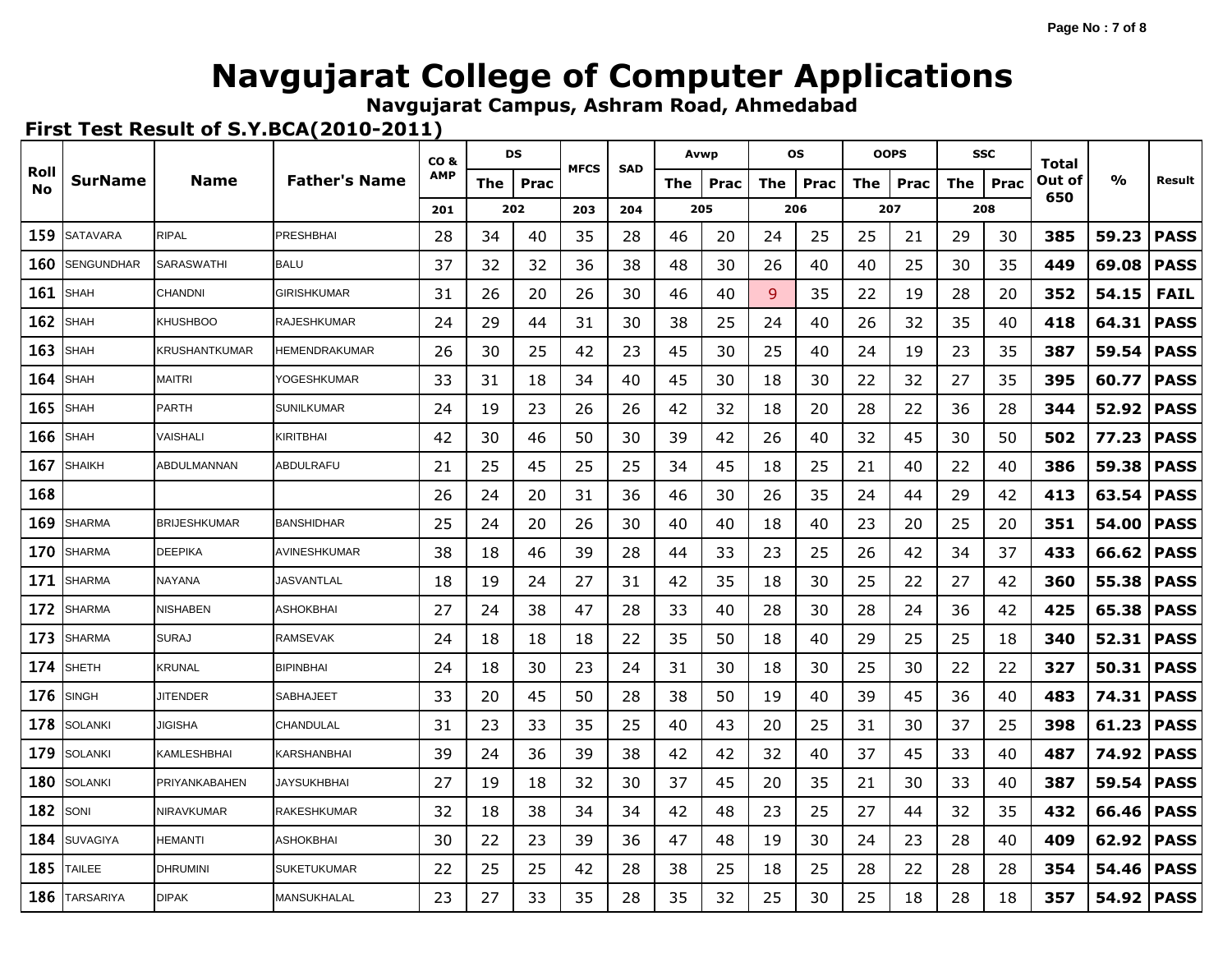# Navgujarat College of Computer Applications

**Navgujarat Campus, Ashram Road, Ahmedabad**

## First Test Result of S.Y.BCA(2010-2011)

| Roll No | SurName | Name | Father's Name | CO & AMP | DS | | MFCS | SAD | Avwp | | OS | | OOPS | | SSC | | Total Out of 650 | % | Result |
|---|---|---|---|---|---|---|---|---|---|---|---|---|---|---|---|---|---|---|---|
| | | | | | The | Prac | | | The | Prac | The | Prac | The | Prac | The | Prac | | | |
| | | | | 201 | 202 | | 203 | 204 | 205 | | 206 | | 207 | | 208 | | | | |
| 159 | SATAVARA | RIPAL | PRESHBHAI | 28 | 34 | 40 | 35 | 28 | 46 | 20 | 24 | 25 | 25 | 21 | 29 | 30 | 385 | 59.23 | PASS |
| 160 | SENGUNDHAR | SARASWATHI | BALU | 37 | 32 | 32 | 36 | 38 | 48 | 30 | 26 | 40 | 40 | 25 | 30 | 35 | 449 | 69.08 | PASS |
| 161 | SHAH | CHANDNI | GIRISHKUMAR | 31 | 26 | 20 | 26 | 30 | 46 | 40 | 9 | 35 | 22 | 19 | 28 | 20 | 352 | 54.15 | FAIL |
| 162 | SHAH | KHUSHBOO | RAJESHKUMAR | 24 | 29 | 44 | 31 | 30 | 38 | 25 | 24 | 40 | 26 | 32 | 35 | 40 | 418 | 64.31 | PASS |
| 163 | SHAH | KRUSHANTKUMAR | HEMENDRAKUMAR | 26 | 30 | 25 | 42 | 23 | 45 | 30 | 25 | 40 | 24 | 19 | 23 | 35 | 387 | 59.54 | PASS |
| 164 | SHAH | MAITRI | YOGESHKUMAR | 33 | 31 | 18 | 34 | 40 | 45 | 30 | 18 | 30 | 22 | 32 | 27 | 35 | 395 | 60.77 | PASS |
| 165 | SHAH | PARTH | SUNILKUMAR | 24 | 19 | 23 | 26 | 26 | 42 | 32 | 18 | 20 | 28 | 22 | 36 | 28 | 344 | 52.92 | PASS |
| 166 | SHAH | VAISHALI | KIRITBHAI | 42 | 30 | 46 | 50 | 30 | 39 | 42 | 26 | 40 | 32 | 45 | 30 | 50 | 502 | 77.23 | PASS |
| 167 | SHAIKH | ABDULMANNAN | ABDULRAFU | 21 | 25 | 45 | 25 | 25 | 34 | 45 | 18 | 25 | 21 | 40 | 22 | 40 | 386 | 59.38 | PASS |
| 168 | | | | 26 | 24 | 20 | 31 | 36 | 46 | 30 | 26 | 35 | 24 | 44 | 29 | 42 | 413 | 63.54 | PASS |
| 169 | SHARMA | BRIJESHKUMAR | BANSHIDHAR | 25 | 24 | 20 | 26 | 30 | 40 | 40 | 18 | 40 | 23 | 20 | 25 | 20 | 351 | 54.00 | PASS |
| 170 | SHARMA | DEEPIKA | AVINESHKUMAR | 38 | 18 | 46 | 39 | 28 | 44 | 33 | 23 | 25 | 26 | 42 | 34 | 37 | 433 | 66.62 | PASS |
| 171 | SHARMA | NAYANA | JASVANTLAL | 18 | 19 | 24 | 27 | 31 | 42 | 35 | 18 | 30 | 25 | 22 | 27 | 42 | 360 | 55.38 | PASS |
| 172 | SHARMA | NISHABEN | ASHOKBHAI | 27 | 24 | 38 | 47 | 28 | 33 | 40 | 28 | 30 | 28 | 24 | 36 | 42 | 425 | 65.38 | PASS |
| 173 | SHARMA | SURAJ | RAMSEVAK | 24 | 18 | 18 | 18 | 22 | 35 | 50 | 18 | 40 | 29 | 25 | 25 | 18 | 340 | 52.31 | PASS |
| 174 | SHETH | KRUNAL | BIPINBHAI | 24 | 18 | 30 | 23 | 24 | 31 | 30 | 18 | 30 | 25 | 30 | 22 | 22 | 327 | 50.31 | PASS |
| 176 | SINGH | JITENDER | SABHAJEET | 33 | 20 | 45 | 50 | 28 | 38 | 50 | 19 | 40 | 39 | 45 | 36 | 40 | 483 | 74.31 | PASS |
| 178 | SOLANKI | JIGISHA | CHANDULAL | 31 | 23 | 33 | 35 | 25 | 40 | 43 | 20 | 25 | 31 | 30 | 37 | 25 | 398 | 61.23 | PASS |
| 179 | SOLANKI | KAMLESHBHAI | KARSHANBHAI | 39 | 24 | 36 | 39 | 38 | 42 | 42 | 32 | 40 | 37 | 45 | 33 | 40 | 487 | 74.92 | PASS |
| 180 | SOLANKI | PRIYANKABAHEN | JAYSUKHBHAI | 27 | 19 | 18 | 32 | 30 | 37 | 45 | 20 | 35 | 21 | 30 | 33 | 40 | 387 | 59.54 | PASS |
| 182 | SONI | NIRAVKUMAR | RAKESHKUMAR | 32 | 18 | 38 | 34 | 34 | 42 | 48 | 23 | 25 | 27 | 44 | 32 | 35 | 432 | 66.46 | PASS |
| 184 | SUVAGIYA | HEMANTI | ASHOKBHAI | 30 | 22 | 23 | 39 | 36 | 47 | 48 | 19 | 30 | 24 | 23 | 28 | 40 | 409 | 62.92 | PASS |
| 185 | TAILEE | DHRUMINI | SUKETUKUMAR | 22 | 25 | 25 | 42 | 28 | 38 | 25 | 18 | 25 | 28 | 22 | 28 | 28 | 354 | 54.46 | PASS |
| 186 | TARSARIYA | DIPAK | MANSUKHALAL | 23 | 27 | 33 | 35 | 28 | 35 | 32 | 25 | 30 | 25 | 18 | 28 | 18 | 357 | 54.92 | PASS |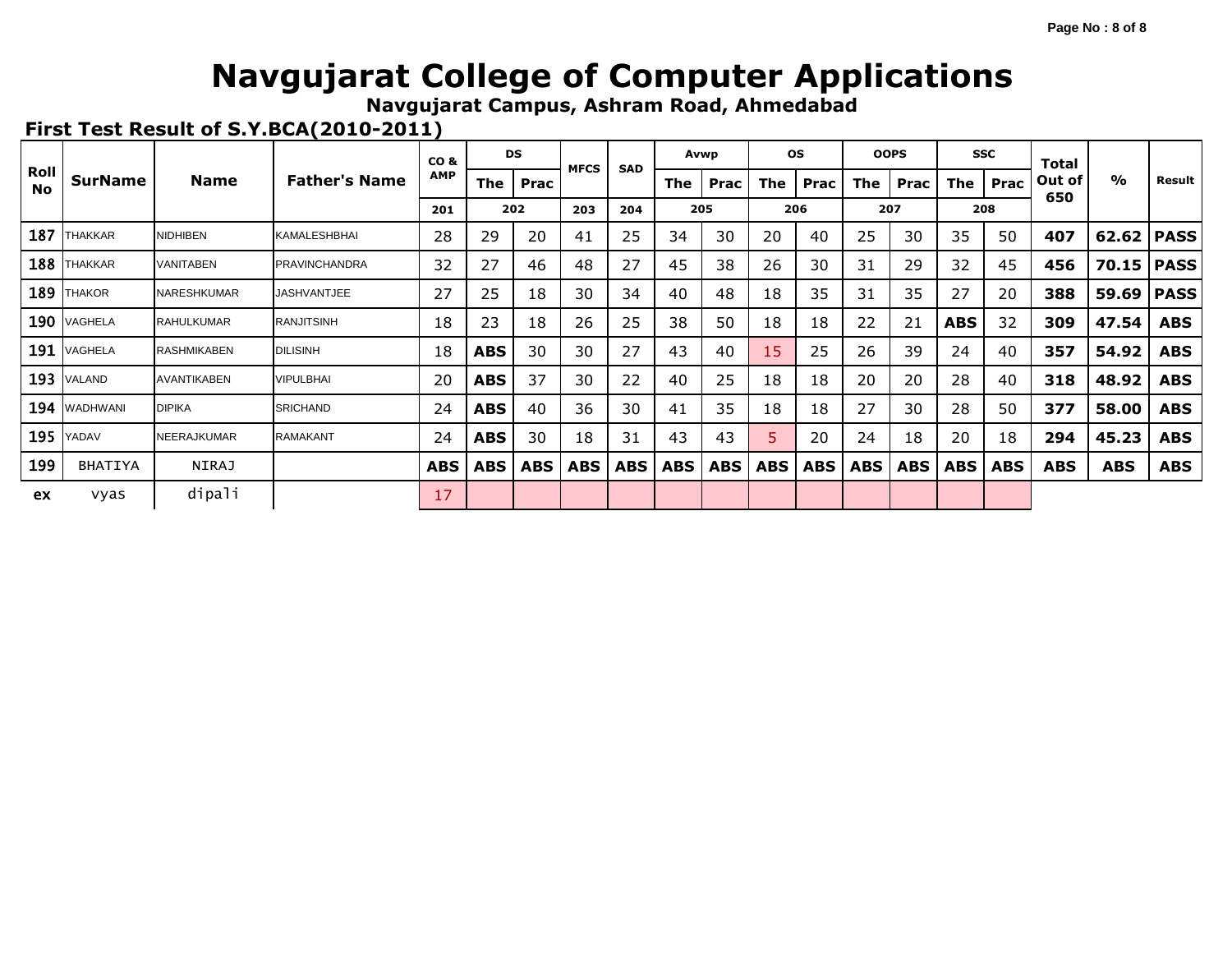# Navgujarat College of Computer Applications

## Navgujarat Campus, Ashram Road, Ahmedabad

### First Test Result of S.Y.BCA(2010-2011)

| Roll No | SurName | Name | Father's Name | CO & AMP | DS | | MFCS | SAD | Avwp | | OS | | OOPS | | SSC | | Total Out of 650 | % | Result |
|---|---|---|---|---|---|---|---|---|---|---|---|---|---|---|---|---|---|---|---|
| | | | | | The | Prac | | | The | Prac | The | Prac | The | Prac | The | Prac | | | |
| | | | | 201 | 202 | | 203 | 204 | 205 | | 206 | | 207 | | 208 | | | | |
| 187 | THAKKAR | NIDHIBEN | KAMALESHBHAI | 28 | 29 | 20 | 41 | 25 | 34 | 30 | 20 | 40 | 25 | 30 | 35 | 50 | 407 | 62.62 | PASS |
| 188 | THAKKAR | VANITABEN | PRAVINCHANDRA | 32 | 27 | 46 | 48 | 27 | 45 | 38 | 26 | 30 | 31 | 29 | 32 | 45 | 456 | 70.15 | PASS |
| 189 | THAKOR | NARESHKUMAR | JASHVANTJEE | 27 | 25 | 18 | 30 | 34 | 40 | 48 | 18 | 35 | 31 | 35 | 27 | 20 | 388 | 59.69 | PASS |
| 190 | VAGHELA | RAHULKUMAR | RANJITSINH | 18 | 23 | 18 | 26 | 25 | 38 | 50 | 18 | 18 | 22 | 21 | ABS | 32 | 309 | 47.54 | ABS |
| 191 | VAGHELA | RASHMIKABEN | DILISINH | 18 | ABS | 30 | 30 | 27 | 43 | 40 | 15 | 25 | 26 | 39 | 24 | 40 | 357 | 54.92 | ABS |
| 193 | VALAND | AVANTIKABEN | VIPULBHAI | 20 | ABS | 37 | 30 | 22 | 40 | 25 | 18 | 18 | 20 | 20 | 28 | 40 | 318 | 48.92 | ABS |
| 194 | WADHWANI | DIPIKA | SRICHAND | 24 | ABS | 40 | 36 | 30 | 41 | 35 | 18 | 18 | 27 | 30 | 28 | 50 | 377 | 58.00 | ABS |
| 195 | YADAV | NEERAJKUMAR | RAMAKANT | 24 | ABS | 30 | 18 | 31 | 43 | 43 | 5 | 20 | 24 | 18 | 20 | 18 | 294 | 45.23 | ABS |
| 199 | BHATIYA | NIRAJ | | ABS | ABS | ABS | ABS | ABS | ABS | ABS | ABS | ABS | ABS | ABS | ABS | ABS | ABS | ABS | ABS |
| ex | vyas | dipali | | 17 | | | | | | | | | | | | | | | |